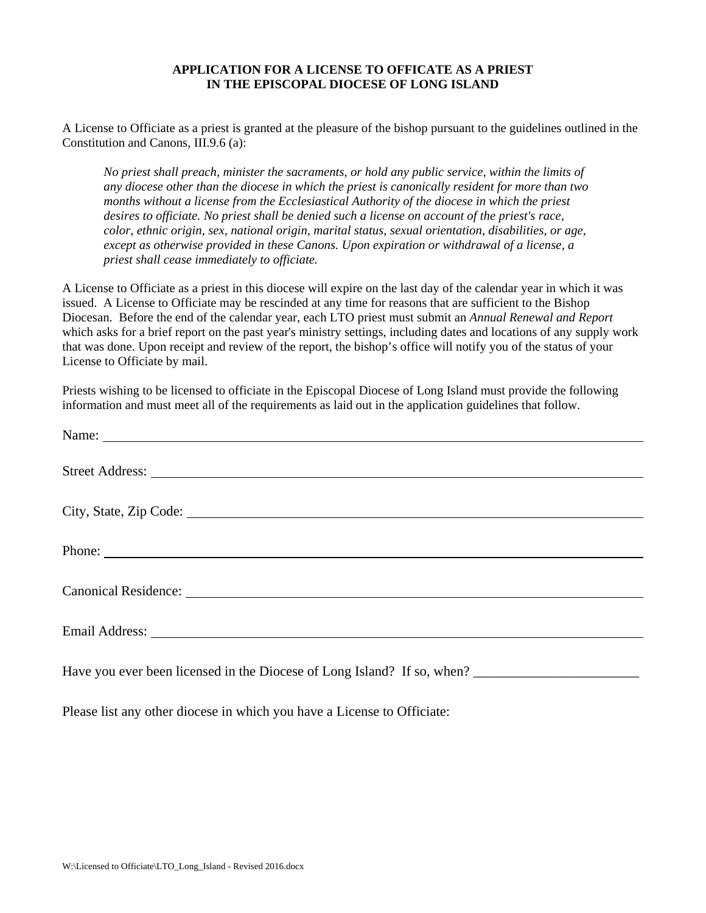**APPLICATION FOR A LICENSE TO OFFICATE AS A PRIEST**
**IN THE EPISCOPAL DIOCESE OF LONG ISLAND**

A License to Officiate as a priest is granted at the pleasure of the bishop pursuant to the guidelines outlined in the Constitution and Canons, III.9.6 (a):

> *No priest shall preach, minister the sacraments, or hold any public service, within the limits of any diocese other than the diocese in which the priest is canonically resident for more than two months without a license from the Ecclesiastical Authority of the diocese in which the priest desires to officiate. No priest shall be denied such a license on account of the priest's race, color, ethnic origin, sex, national origin, marital status, sexual orientation, disabilities, or age, except as otherwise provided in these Canons. Upon expiration or withdrawal of a license, a priest shall cease immediately to officiate.*

A License to Officiate as a priest in this diocese will expire on the last day of the calendar year in which it was issued. A License to Officiate may be rescinded at any time for reasons that are sufficient to the Bishop Diocesan. Before the end of the calendar year, each LTO priest must submit an *Annual Renewal and Report* which asks for a brief report on the past year's ministry settings, including dates and locations of any supply work that was done. Upon receipt and review of the report, the bishop's office will notify you of the status of your License to Officiate by mail.

Priests wishing to be licensed to officiate in the Episcopal Diocese of Long Island must provide the following information and must meet all of the requirements as laid out in the application guidelines that follow.

Name: ____________________________________________

Street Address: ____________________________________________

City, State, Zip Code: ____________________________________________

Phone: ____________________________________________

Canonical Residence: ____________________________________________

Email Address: ____________________________________________

Have you ever been licensed in the Diocese of Long Island? If so, when? ________________________

Please list any other diocese in which you have a License to Officiate: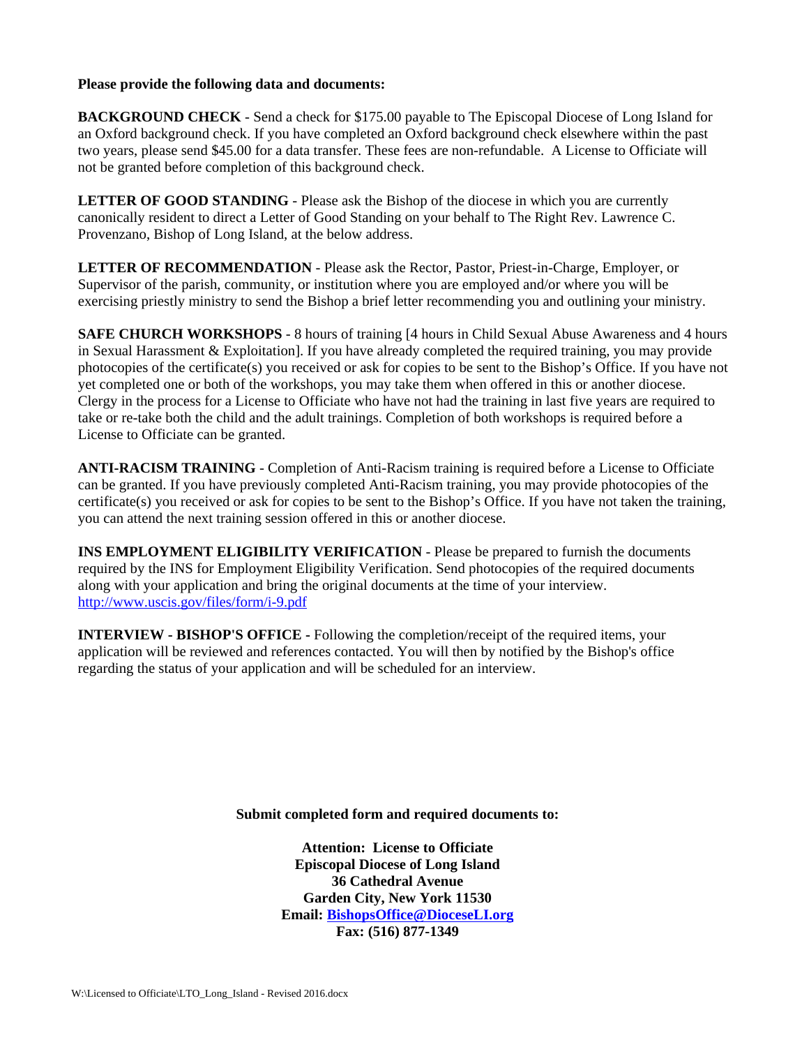**Please provide the following data and documents:**

**BACKGROUND CHECK** - Send a check for $175.00 payable to The Episcopal Diocese of Long Island for an Oxford background check. If you have completed an Oxford background check elsewhere within the past two years, please send $45.00 for a data transfer. These fees are non-refundable. A License to Officiate will not be granted before completion of this background check.

**LETTER OF GOOD STANDING** - Please ask the Bishop of the diocese in which you are currently canonically resident to direct a Letter of Good Standing on your behalf to The Right Rev. Lawrence C. Provenzano, Bishop of Long Island, at the below address.

**LETTER OF RECOMMENDATION** - Please ask the Rector, Pastor, Priest-in-Charge, Employer, or Supervisor of the parish, community, or institution where you are employed and/or where you will be exercising priestly ministry to send the Bishop a brief letter recommending you and outlining your ministry.

**SAFE CHURCH WORKSHOPS** - 8 hours of training [4 hours in Child Sexual Abuse Awareness and 4 hours in Sexual Harassment & Exploitation]. If you have already completed the required training, you may provide photocopies of the certificate(s) you received or ask for copies to be sent to the Bishop's Office. If you have not yet completed one or both of the workshops, you may take them when offered in this or another diocese. Clergy in the process for a License to Officiate who have not had the training in last five years are required to take or re-take both the child and the adult trainings. Completion of both workshops is required before a License to Officiate can be granted.

**ANTI-RACISM TRAINING** - Completion of Anti-Racism training is required before a License to Officiate can be granted. If you have previously completed Anti-Racism training, you may provide photocopies of the certificate(s) you received or ask for copies to be sent to the Bishop's Office. If you have not taken the training, you can attend the next training session offered in this or another diocese.

**INS EMPLOYMENT ELIGIBILITY VERIFICATION** - Please be prepared to furnish the documents required by the INS for Employment Eligibility Verification. Send photocopies of the required documents along with your application and bring the original documents at the time of your interview.
http://www.uscis.gov/files/form/i-9.pdf

**INTERVIEW - BISHOP'S OFFICE -** Following the completion/receipt of the required items, your application will be reviewed and references contacted. You will then by notified by the Bishop's office regarding the status of your application and will be scheduled for an interview.

**Submit completed form and required documents to:**

**Attention: License to Officiate**
**Episcopal Diocese of Long Island**
**36 Cathedral Avenue**
**Garden City, New York 11530**
**Email: BishopsOffice@DioceseLI.org**
**Fax: (516) 877-1349**

W:\Licensed to Officiate\LTO_Long_Island - Revised 2016.docx